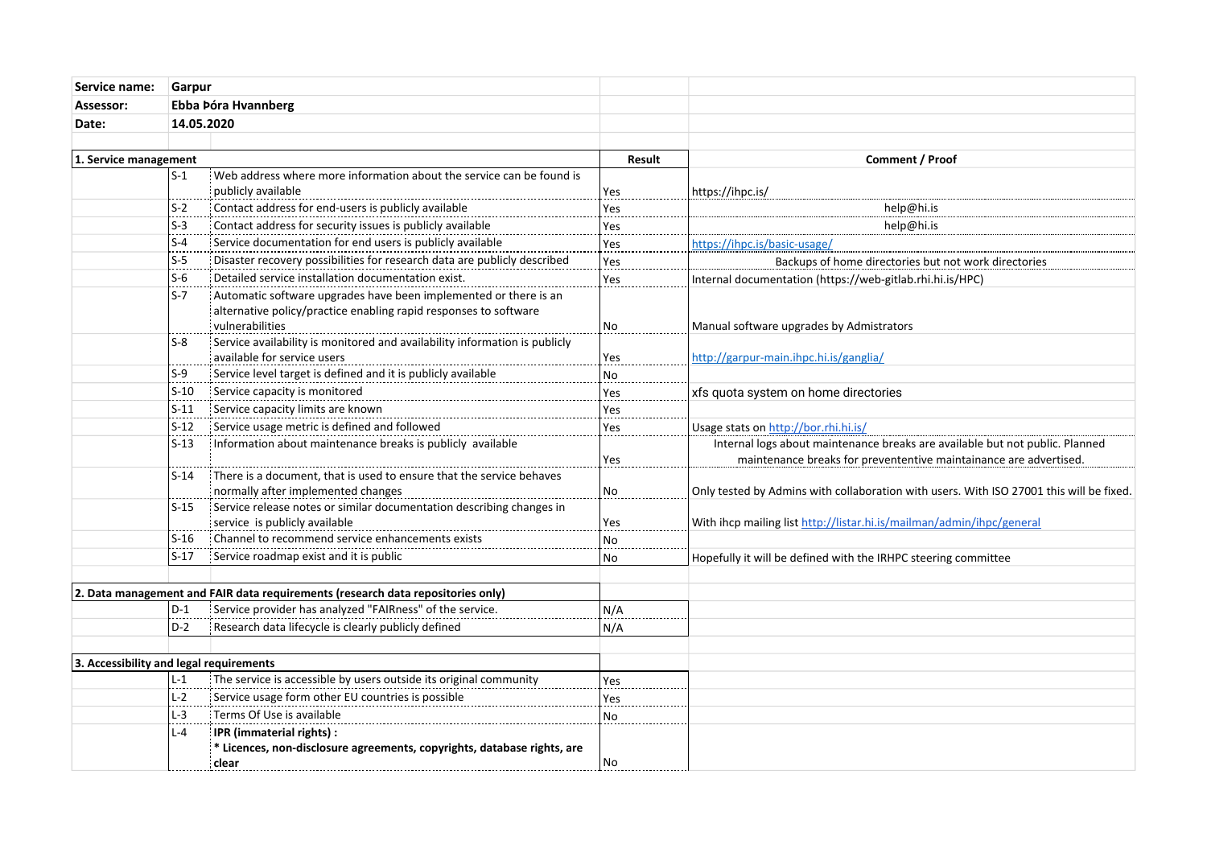| Service name: | Garpur | | | |
|---|---|---|---|---|
| Assessor: | Ebba Þóra Hvannberg | | | |
| Date: | 14.05.2020 | | | |

| 1. Service management | | | Result | Comment / Proof |
|---|---|---|---|---|
| | S-1 | Web address where more information about the service can be found is publicly available | Yes | https://ihpc.is/ |
| | S-2 | Contact address for end-users is publicly available | Yes | help@hi.is |
| | S-3 | Contact address for security issues is publicly available | Yes | help@hi.is |
| | S-4 | Service documentation for end users is publicly available | Yes | https://ihpc.is/basic-usage/ |
| | S-5 | Disaster recovery possibilities for research data are publicly described | Yes | Backups of home directories but not work directories |
| | S-6 | Detailed service installation documentation exist. | Yes | Internal documentation (https://web-gitlab.rhi.hi.is/HPC) |
| | S-7 | Automatic software upgrades have been implemented or there is an alternative policy/practice enabling rapid responses to software vulnerabilities | No | Manual software upgrades by Admistrators |
| | S-8 | Service availability is monitored and availability information is publicly available for service users | Yes | http://garpur-main.ihpc.hi.is/ganglia/ |
| | S-9 | Service level target is defined and it is publicly available | No | |
| | S-10 | Service capacity is monitored | Yes | xfs quota system on home directories |
| | S-11 | Service capacity limits are known | Yes | |
| | S-12 | Service usage metric is defined and followed | Yes | Usage stats on http://bor.rhi.hi.is/ |
| | S-13 | Information about maintenance breaks is publicly available | Yes | Internal logs about maintenance breaks are available but not public. Planned maintenance breaks for prevententive maintainance are advertised. |
| | S-14 | There is a document, that is used to ensure that the service behaves normally after implemented changes | No | Only tested by Admins with collaboration with users. With ISO 27001 this will be fixed. |
| | S-15 | Service release notes or similar documentation describing changes in service is publicly available | Yes | With ihcp mailing list http://listar.hi.is/mailman/admin/ihpc/general |
| | S-16 | Channel to recommend service enhancements exists | No | |
| | S-17 | Service roadmap exist and it is public | No | Hopefully it will be defined with the IRHPC steering committee |

| 2. Data management and FAIR data requirements (research data repositories only) | | | | |
|---|---|---|---|---|
| | D-1 | Service provider has analyzed "FAIRness" of the service. | N/A | |
| | D-2 | Research data lifecycle is clearly publicly defined | N/A | |

| 3. Accessibility and legal requirements | | | | |
|---|---|---|---|---|
| | L-1 | The service is accessible by users outside its original community | Yes | |
| | L-2 | Service usage form other EU countries is possible | Yes | |
| | L-3 | Terms Of Use is available | No | |
| | L-4 | **IPR (immaterial rights) : * Licences, non-disclosure agreements, copyrights, database rights, are clear** | No | |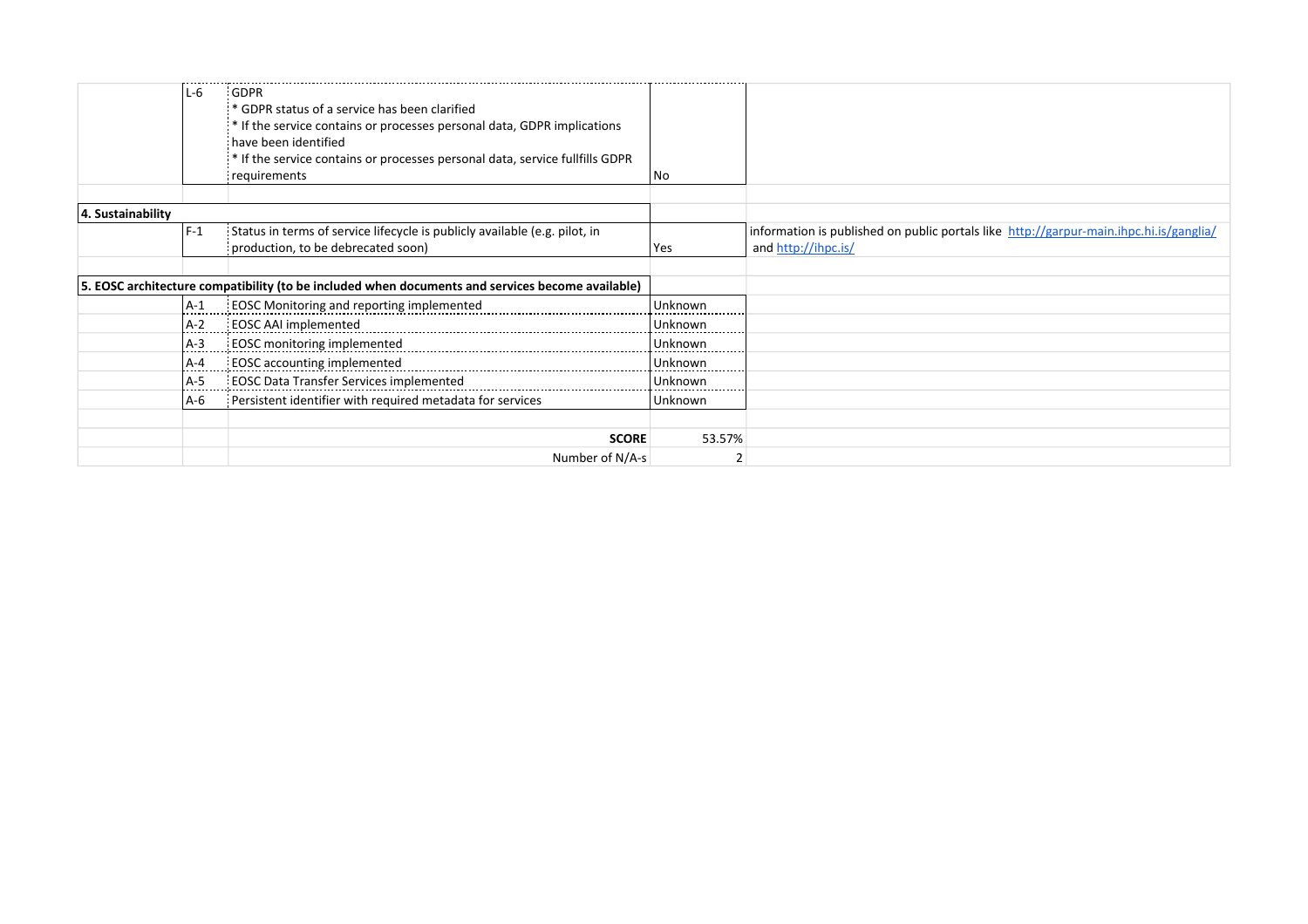| | | | | |
|---|---|---|---|---|
| | L-6 | GDPR<br>* GDPR status of a service has been clarified<br>* If the service contains or processes personal data, GDPR implications have been identified<br>* If the service contains or processes personal data, service fullfills GDPR requirements | No | |
| | | | | |
| **4. Sustainability** | | | | |
| | F-1 | Status in terms of service lifecycle is publicly available (e.g. pilot, in production, to be debrecated soon) | Yes | information is published on public portals like http://garpur-main.ihpc.hi.is/ganglia/ and http://ihpc.is/ |
| | | | | |
| **5. EOSC architecture compatibility (to be included when documents and services become available)** | | | | |
| | A-1 | EOSC Monitoring and reporting implemented | Unknown | |
| | A-2 | EOSC AAI implemented | Unknown | |
| | A-3 | EOSC monitoring implemented | Unknown | |
| | A-4 | EOSC accounting implemented | Unknown | |
| | A-5 | EOSC Data Transfer Services implemented | Unknown | |
| | A-6 | Persistent identifier with required metadata for services | Unknown | |
| | | | | |
| | | **SCORE** | 53.57% | |
| | | Number of N/A-s | 2 | |